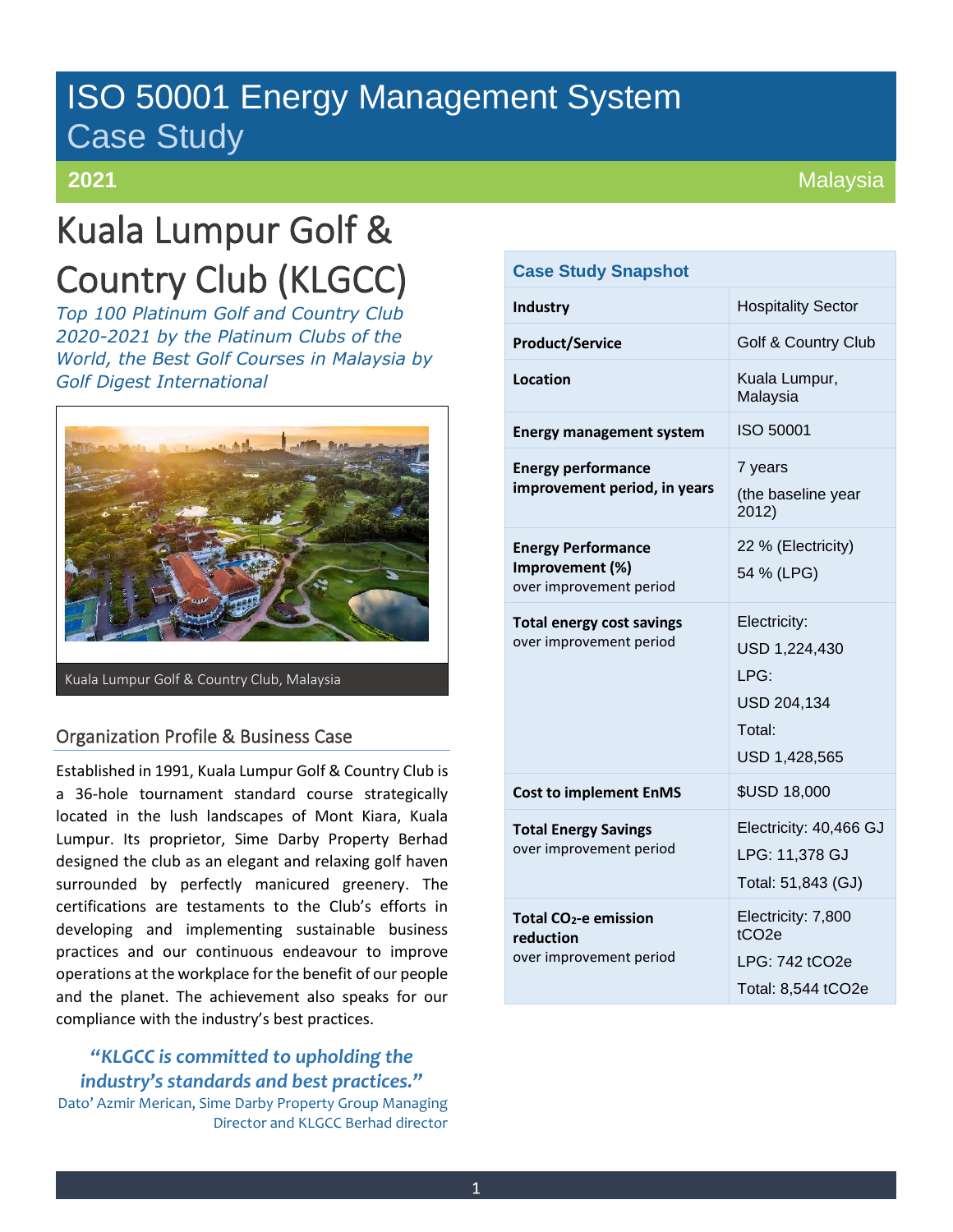# ISO 50001 Energy Management System Case Study

**2021** — Malaysia

# Kuala Lumpur Golf & Country Club (KLGCC)

*Top 100 Platinum Golf and Country Club 2020-2021 by the Platinum Clubs of the World, the Best Golf Courses in Malaysia by Golf Digest International*

Kuala Lumpur Golf & Country Club, Malaysia

## Organization Profile & Business Case

Established in 1991, Kuala Lumpur Golf & Country Club is a 36-hole tournament standard course strategically located in the lush landscapes of Mont Kiara, Kuala Lumpur. Its proprietor, Sime Darby Property Berhad designed the club as an elegant and relaxing golf haven surrounded by perfectly manicured greenery. The certifications are testaments to the Club's efforts in developing and implementing sustainable business practices and our continuous endeavour to improve operations at the workplace for the benefit of our people and the planet. The achievement also speaks for our compliance with the industry's best practices.

> ***"KLGCC is committed to upholding the industry's standards and best practices."***
> Dato' Azmir Merican, Sime Darby Property Group Managing Director and KLGCC Berhad director

| Case Study Snapshot | |
|---|---|
| **Industry** | Hospitality Sector |
| **Product/Service** | Golf & Country Club |
| **Location** | Kuala Lumpur, Malaysia |
| **Energy management system** | ISO 50001 |
| **Energy performance improvement period, in years** | 7 years (the baseline year 2012) |
| **Energy Performance Improvement (%)** over improvement period | 22 % (Electricity) 54 % (LPG) |
| **Total energy cost savings** over improvement period | Electricity: USD 1,224,430 LPG: USD 204,134 Total: USD 1,428,565 |
| **Cost to implement EnMS** | $USD 18,000 |
| **Total Energy Savings** over improvement period | Electricity: 40,466 GJ LPG: 11,378 GJ Total: 51,843 (GJ) |
| **Total $CO_2$-e emission reduction** over improvement period | Electricity: 7,800 tCO2e LPG: 742 tCO2e Total: 8,544 tCO2e |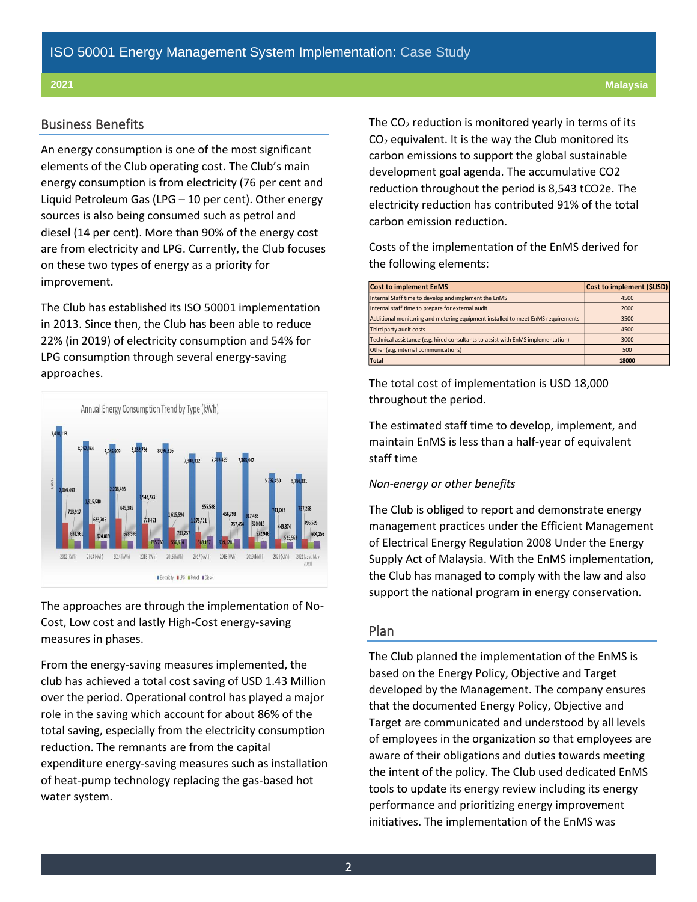## Business Benefits

An energy consumption is one of the most significant elements of the Club operating cost. The Club's main energy consumption is from electricity (76 per cent and Liquid Petroleum Gas (LPG – 10 per cent). Other energy sources is also being consumed such as petrol and diesel (14 per cent). More than 90% of the energy cost are from electricity and LPG. Currently, the Club focuses on these two types of energy as a priority for improvement.

The Club has established its ISO 50001 implementation in 2013. Since then, the Club has been able to reduce 22% (in 2019) of electricity consumption and 54% for LPG consumption through several energy-saving approaches.

Annual Energy Consumption Trend by Type (kWh)

The approaches are through the implementation of No-Cost, Low cost and lastly High-Cost energy-saving measures in phases.

From the energy-saving measures implemented, the club has achieved a total cost saving of USD 1.43 Million over the period. Operational control has played a major role in the saving which account for about 86% of the total saving, especially from the electricity consumption reduction. The remnants are from the capital expenditure energy-saving measures such as installation of heat-pump technology replacing the gas-based hot water system.

The $CO_2$ reduction is monitored yearly in terms of its $CO_2$ equivalent. It is the way the Club monitored its carbon emissions to support the global sustainable development goal agenda. The accumulative CO2 reduction throughout the period is 8,543 tCO2e. The electricity reduction has contributed 91% of the total carbon emission reduction.

Costs of the implementation of the EnMS derived for the following elements:

| Cost to implement EnMS | Cost to implement ($USD) |
|---|---|
| Internal Staff time to develop and implement the EnMS | 4500 |
| Internal staff time to prepare for external audit | 2000 |
| Additional monitoring and metering equipment installed to meet EnMS requirements | 3500 |
| Third party audit costs | 4500 |
| Technical assistance (e.g. hired consultants to assist with EnMS implementation) | 3000 |
| Other (e.g. internal communications) | 500 |
| **Total** | **18000** |

The total cost of implementation is USD 18,000 throughout the period.

The estimated staff time to develop, implement, and maintain EnMS is less than a half-year of equivalent staff time

*Non-energy or other benefits*

The Club is obliged to report and demonstrate energy management practices under the Efficient Management of Electrical Energy Regulation 2008 Under the Energy Supply Act of Malaysia. With the EnMS implementation, the Club has managed to comply with the law and also support the national program in energy conservation.

## Plan

The Club planned the implementation of the EnMS is based on the Energy Policy, Objective and Target developed by the Management. The company ensures that the documented Energy Policy, Objective and Target are communicated and understood by all levels of employees in the organization so that employees are aware of their obligations and duties towards meeting the intent of the policy. The Club used dedicated EnMS tools to update its energy review including its energy performance and prioritizing energy improvement initiatives. The implementation of the EnMS was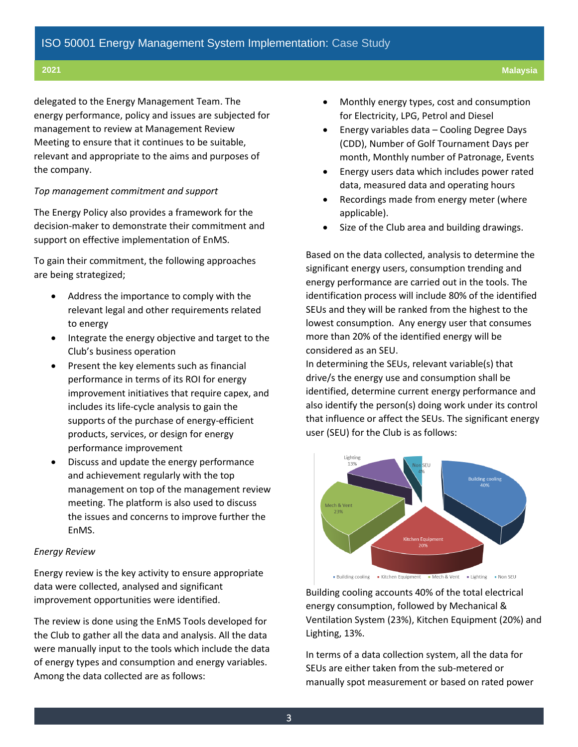delegated to the Energy Management Team. The energy performance, policy and issues are subjected for management to review at Management Review Meeting to ensure that it continues to be suitable, relevant and appropriate to the aims and purposes of the company.

*Top management commitment and support*

The Energy Policy also provides a framework for the decision-maker to demonstrate their commitment and support on effective implementation of EnMS.

To gain their commitment, the following approaches are being strategized;

- Address the importance to comply with the relevant legal and other requirements related to energy
- Integrate the energy objective and target to the Club's business operation
- Present the key elements such as financial performance in terms of its ROI for energy improvement initiatives that require capex, and includes its life-cycle analysis to gain the supports of the purchase of energy-efficient products, services, or design for energy performance improvement
- Discuss and update the energy performance and achievement regularly with the top management on top of the management review meeting. The platform is also used to discuss the issues and concerns to improve further the EnMS.

*Energy Review*

Energy review is the key activity to ensure appropriate data were collected, analysed and significant improvement opportunities were identified.

The review is done using the EnMS Tools developed for the Club to gather all the data and analysis. All the data were manually input to the tools which include the data of energy types and consumption and energy variables. Among the data collected are as follows:

- Monthly energy types, cost and consumption for Electricity, LPG, Petrol and Diesel
- Energy variables data – Cooling Degree Days (CDD), Number of Golf Tournament Days per month, Monthly number of Patronage, Events
- Energy users data which includes power rated data, measured data and operating hours
- Recordings made from energy meter (where applicable).
- Size of the Club area and building drawings.

Based on the data collected, analysis to determine the significant energy users, consumption trending and energy performance are carried out in the tools. The identification process will include 80% of the identified SEUs and they will be ranked from the highest to the lowest consumption. Any energy user that consumes more than 20% of the identified energy will be considered as an SEU.

In determining the SEUs, relevant variable(s) that drive/s the energy use and consumption shall be identified, determine current energy performance and also identify the person(s) doing work under its control that influence or affect the SEUs. The significant energy user (SEU) for the Club is as follows:

| SEU | Share |
|---|---|
| Building cooling | 40% |
| Kitchen Equipment | 20% |
| Mech & Vent | 23% |
| Lighting | 13% |
| Non SEU | 4% |

Building cooling accounts 40% of the total electrical energy consumption, followed by Mechanical & Ventilation System (23%), Kitchen Equipment (20%) and Lighting, 13%.

In terms of a data collection system, all the data for SEUs are either taken from the sub-metered or manually spot measurement or based on rated power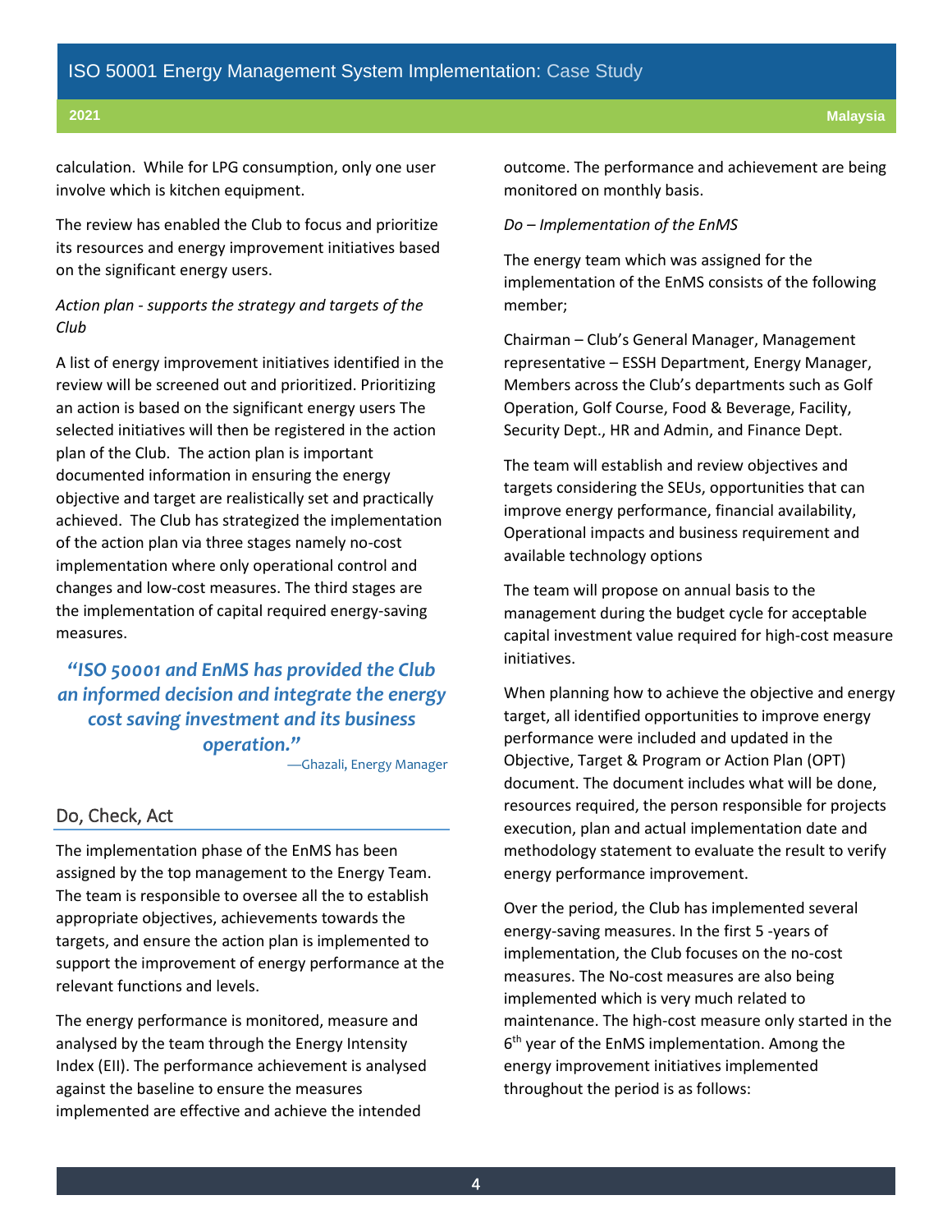calculation. While for LPG consumption, only one user involve which is kitchen equipment.

The review has enabled the Club to focus and prioritize its resources and energy improvement initiatives based on the significant energy users.

*Action plan - supports the strategy and targets of the Club*

A list of energy improvement initiatives identified in the review will be screened out and prioritized. Prioritizing an action is based on the significant energy users The selected initiatives will then be registered in the action plan of the Club. The action plan is important documented information in ensuring the energy objective and target are realistically set and practically achieved. The Club has strategized the implementation of the action plan via three stages namely no-cost implementation where only operational control and changes and low-cost measures. The third stages are the implementation of capital required energy-saving measures.

> ***"ISO 50001 and EnMS has provided the Club an informed decision and integrate the energy cost saving investment and its business operation."***
>
> —Ghazali, Energy Manager

## Do, Check, Act

The implementation phase of the EnMS has been assigned by the top management to the Energy Team. The team is responsible to oversee all the to establish appropriate objectives, achievements towards the targets, and ensure the action plan is implemented to support the improvement of energy performance at the relevant functions and levels.

The energy performance is monitored, measure and analysed by the team through the Energy Intensity Index (EII). The performance achievement is analysed against the baseline to ensure the measures implemented are effective and achieve the intended outcome. The performance and achievement are being monitored on monthly basis.

*Do – Implementation of the EnMS*

The energy team which was assigned for the implementation of the EnMS consists of the following member;

Chairman – Club's General Manager, Management representative – ESSH Department, Energy Manager, Members across the Club's departments such as Golf Operation, Golf Course, Food & Beverage, Facility, Security Dept., HR and Admin, and Finance Dept.

The team will establish and review objectives and targets considering the SEUs, opportunities that can improve energy performance, financial availability, Operational impacts and business requirement and available technology options

The team will propose on annual basis to the management during the budget cycle for acceptable capital investment value required for high-cost measure initiatives.

When planning how to achieve the objective and energy target, all identified opportunities to improve energy performance were included and updated in the Objective, Target & Program or Action Plan (OPT) document. The document includes what will be done, resources required, the person responsible for projects execution, plan and actual implementation date and methodology statement to evaluate the result to verify energy performance improvement.

Over the period, the Club has implemented several energy-saving measures. In the first 5 -years of implementation, the Club focuses on the no-cost measures. The No-cost measures are also being implemented which is very much related to maintenance. The high-cost measure only started in the 6th year of the EnMS implementation. Among the energy improvement initiatives implemented throughout the period is as follows: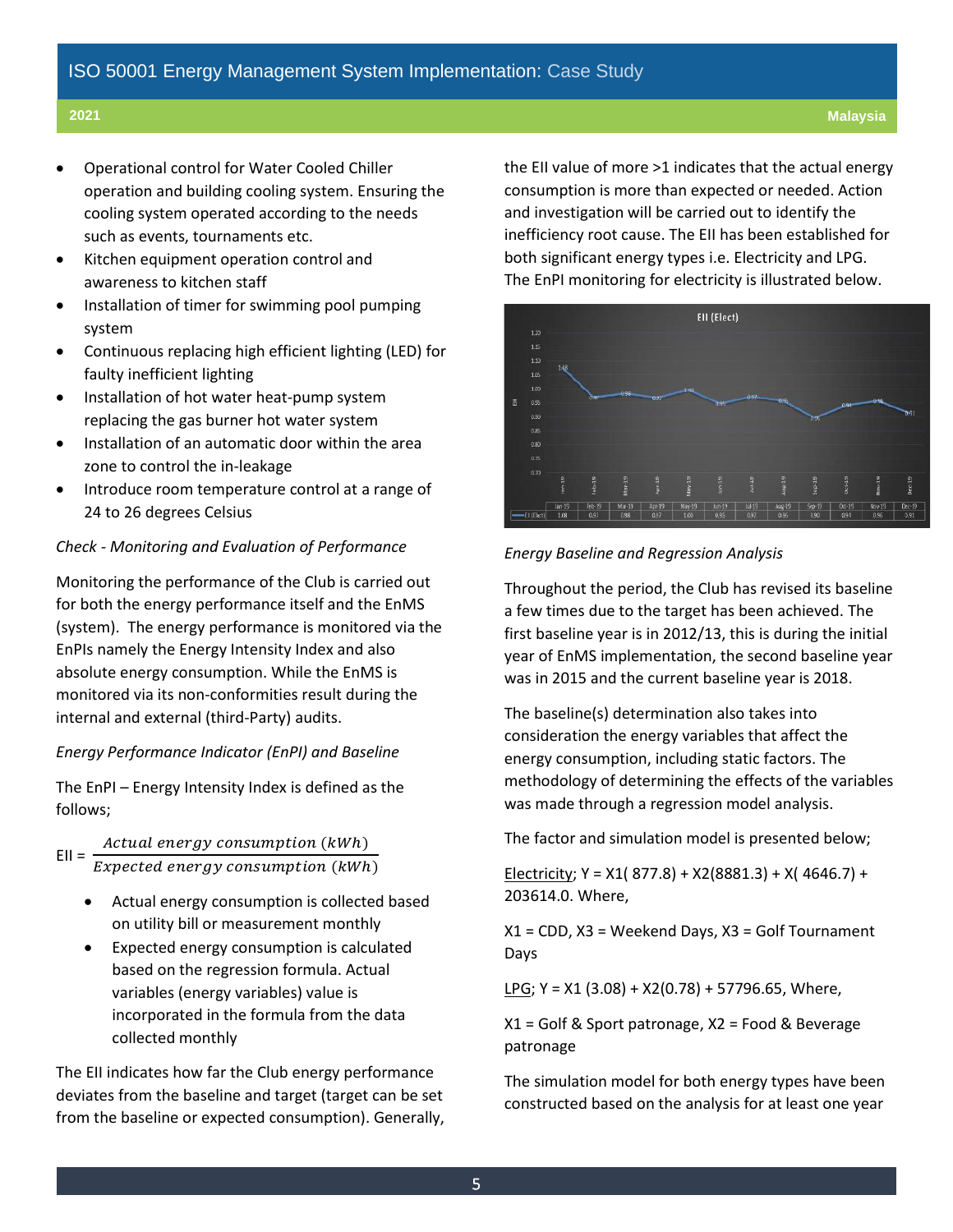- Operational control for Water Cooled Chiller operation and building cooling system. Ensuring the cooling system operated according to the needs such as events, tournaments etc.
- Kitchen equipment operation control and awareness to kitchen staff
- Installation of timer for swimming pool pumping system
- Continuous replacing high efficient lighting (LED) for faulty inefficient lighting
- Installation of hot water heat-pump system replacing the gas burner hot water system
- Installation of an automatic door within the area zone to control the in-leakage
- Introduce room temperature control at a range of 24 to 26 degrees Celsius

*Check - Monitoring and Evaluation of Performance*

Monitoring the performance of the Club is carried out for both the energy performance itself and the EnMS (system). The energy performance is monitored via the EnPIs namely the Energy Intensity Index and also absolute energy consumption. While the EnMS is monitored via its non-conformities result during the internal and external (third-Party) audits.

*Energy Performance Indicator (EnPI) and Baseline*

The EnPI – Energy Intensity Index is defined as the follows;

$$\text{EII} = \frac{\textit{Actual energy consumption (kWh)}}{\textit{Expected energy consumption (kWh)}}$$

- Actual energy consumption is collected based on utility bill or measurement monthly
- Expected energy consumption is calculated based on the regression formula. Actual variables (energy variables) value is incorporated in the formula from the data collected monthly

The EII indicates how far the Club energy performance deviates from the baseline and target (target can be set from the baseline or expected consumption). Generally, the EII value of more >1 indicates that the actual energy consumption is more than expected or needed. Action and investigation will be carried out to identify the inefficiency root cause. The EII has been established for both significant energy types i.e. Electricity and LPG. The EnPI monitoring for electricity is illustrated below.

**EII (Elect)**

| | Jan-19 | Feb-19 | Mar-19 | Apr-19 | May-19 | Jun-19 | Jul-19 | Aug-19 | Sep-19 | Oct-19 | Nov-19 | Dec-19 |
|---|---|---|---|---|---|---|---|---|---|---|---|---|
| EII (Elect) | 1.08 | 0.97 | 0.98 | 0.97 | 1.00 | 0.95 | 0.97 | 0.96 | 0.90 | 0.94 | 0.96 | 0.91 |

*Energy Baseline and Regression Analysis*

Throughout the period, the Club has revised its baseline a few times due to the target has been achieved. The first baseline year is in 2012/13, this is during the initial year of EnMS implementation, the second baseline year was in 2015 and the current baseline year is 2018.

The baseline(s) determination also takes into consideration the energy variables that affect the energy consumption, including static factors. The methodology of determining the effects of the variables was made through a regression model analysis.

The factor and simulation model is presented below;

<u>Electricity</u>; Y = X1( 877.8) + X2(8881.3) + X( 4646.7) + 203614.0. Where,

X1 = CDD, X3 = Weekend Days, X3 = Golf Tournament Days

<u>LPG</u>; Y = X1 (3.08) + X2(0.78) + 57796.65, Where,

X1 = Golf & Sport patronage, X2 = Food & Beverage patronage

The simulation model for both energy types have been constructed based on the analysis for at least one year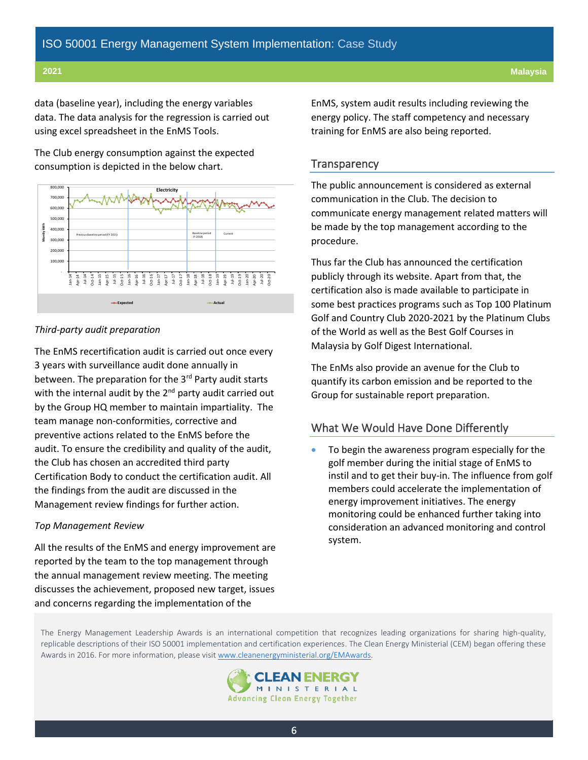data (baseline year), including the energy variables data. The data analysis for the regression is carried out using excel spreadsheet in the EnMS Tools.

The Club energy consumption against the expected consumption is depicted in the below chart.

Electricity

800,000
700,000
600,000
500,000
400,000
300,000
200,000
100,000
-

Monthly kWh

Previous Baseline period (FY 2015)

Baseline period (Y 2018)

Current

Jan-14 Apr-14 Jul-14 Oct-14 Jan-15 Apr-15 Jul-15 Oct-15 Jan-16 Apr-16 Jul-16 Oct-16 Jan-17 Apr-17 Jul-17 Oct-17 Jan-18 Apr-18 Jul-18 Oct-18 Jan-19 Apr-19 Jul-19 Oct-19 Jan-20 Apr-20 Jul-20 Oct-20

Expected

Actual

*Third-party audit preparation*

The EnMS recertification audit is carried out once every 3 years with surveillance audit done annually in between. The preparation for the 3rd Party audit starts with the internal audit by the 2nd party audit carried out by the Group HQ member to maintain impartiality. The team manage non-conformities, corrective and preventive actions related to the EnMS before the audit. To ensure the credibility and quality of the audit, the Club has chosen an accredited third party Certification Body to conduct the certification audit. All the findings from the audit are discussed in the Management review findings for further action.

*Top Management Review*

All the results of the EnMS and energy improvement are reported by the team to the top management through the annual management review meeting. The meeting discusses the achievement, proposed new target, issues and concerns regarding the implementation of the EnMS, system audit results including reviewing the energy policy. The staff competency and necessary training for EnMS are also being reported.

## Transparency

The public announcement is considered as external communication in the Club. The decision to communicate energy management related matters will be made by the top management according to the procedure.

Thus far the Club has announced the certification publicly through its website. Apart from that, the certification also is made available to participate in some best practices programs such as Top 100 Platinum Golf and Country Club 2020-2021 by the Platinum Clubs of the World as well as the Best Golf Courses in Malaysia by Golf Digest International.

The EnMs also provide an avenue for the Club to quantify its carbon emission and be reported to the Group for sustainable report preparation.

## What We Would Have Done Differently

- To begin the awareness program especially for the golf member during the initial stage of EnMS to instil and to get their buy-in. The influence from golf members could accelerate the implementation of energy improvement initiatives. The energy monitoring could be enhanced further taking into consideration an advanced monitoring and control system.

The Energy Management Leadership Awards is an international competition that recognizes leading organizations for sharing high-quality, replicable descriptions of their ISO 50001 implementation and certification experiences. The Clean Energy Ministerial (CEM) began offering these Awards in 2016. For more information, please visit www.cleanenergyministerial.org/EMAwards.

CLEAN ENERGY MINISTERIAL
Advancing Clean Energy Together